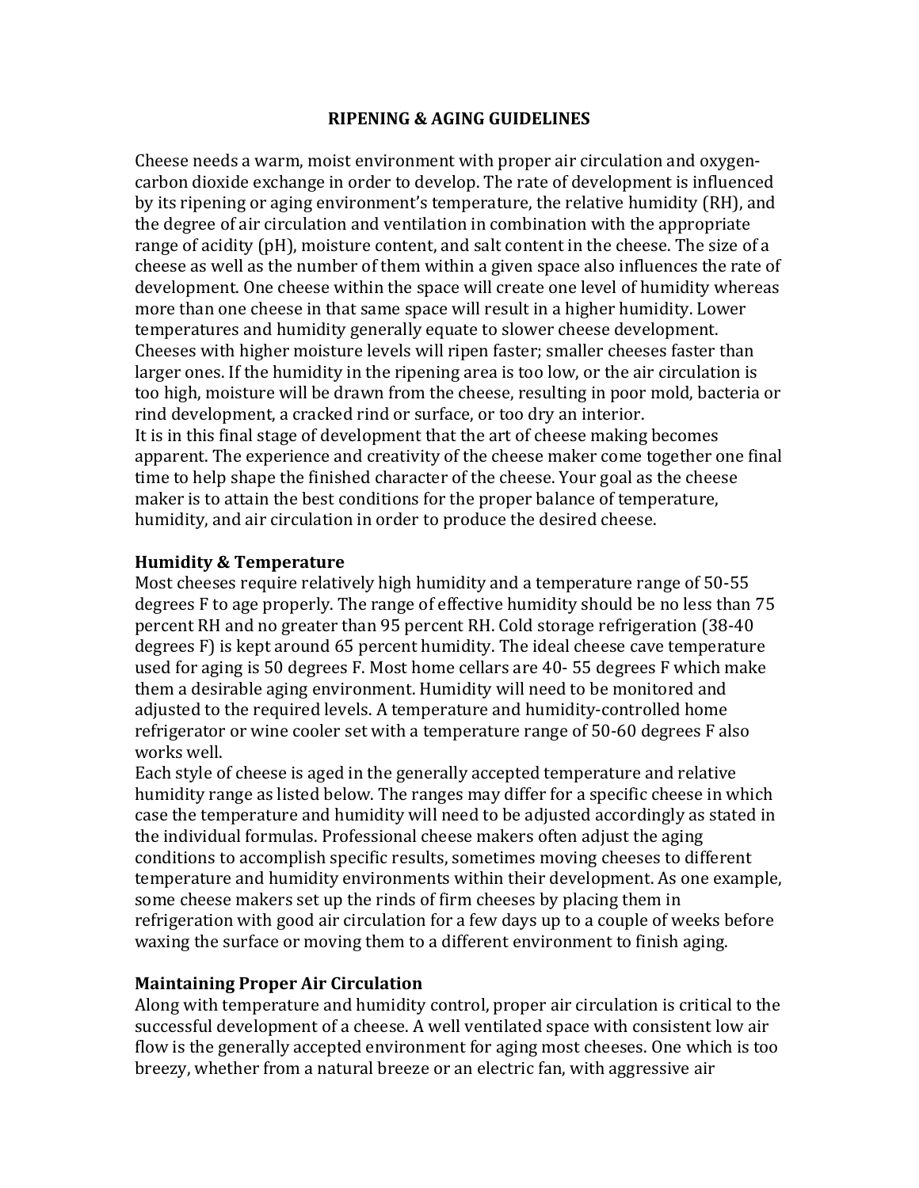# RIPENING & AGING GUIDELINES

Cheese needs a warm, moist environment with proper air circulation and oxygen-carbon dioxide exchange in order to develop. The rate of development is influenced by its ripening or aging environment's temperature, the relative humidity (RH), and the degree of air circulation and ventilation in combination with the appropriate range of acidity (pH), moisture content, and salt content in the cheese. The size of a cheese as well as the number of them within a given space also influences the rate of development. One cheese within the space will create one level of humidity whereas more than one cheese in that same space will result in a higher humidity. Lower temperatures and humidity generally equate to slower cheese development. Cheeses with higher moisture levels will ripen faster; smaller cheeses faster than larger ones. If the humidity in the ripening area is too low, or the air circulation is too high, moisture will be drawn from the cheese, resulting in poor mold, bacteria or rind development, a cracked rind or surface, or too dry an interior.

It is in this final stage of development that the art of cheese making becomes apparent. The experience and creativity of the cheese maker come together one final time to help shape the finished character of the cheese. Your goal as the cheese maker is to attain the best conditions for the proper balance of temperature, humidity, and air circulation in order to produce the desired cheese.

## Humidity & Temperature

Most cheeses require relatively high humidity and a temperature range of 50-55 degrees F to age properly. The range of effective humidity should be no less than 75 percent RH and no greater than 95 percent RH. Cold storage refrigeration (38-40 degrees F) is kept around 65 percent humidity. The ideal cheese cave temperature used for aging is 50 degrees F. Most home cellars are 40- 55 degrees F which make them a desirable aging environment. Humidity will need to be monitored and adjusted to the required levels. A temperature and humidity-controlled home refrigerator or wine cooler set with a temperature range of 50-60 degrees F also works well.

Each style of cheese is aged in the generally accepted temperature and relative humidity range as listed below. The ranges may differ for a specific cheese in which case the temperature and humidity will need to be adjusted accordingly as stated in the individual formulas. Professional cheese makers often adjust the aging conditions to accomplish specific results, sometimes moving cheeses to different temperature and humidity environments within their development. As one example, some cheese makers set up the rinds of firm cheeses by placing them in refrigeration with good air circulation for a few days up to a couple of weeks before waxing the surface or moving them to a different environment to finish aging.

## Maintaining Proper Air Circulation

Along with temperature and humidity control, proper air circulation is critical to the successful development of a cheese. A well ventilated space with consistent low air flow is the generally accepted environment for aging most cheeses. One which is too breezy, whether from a natural breeze or an electric fan, with aggressive air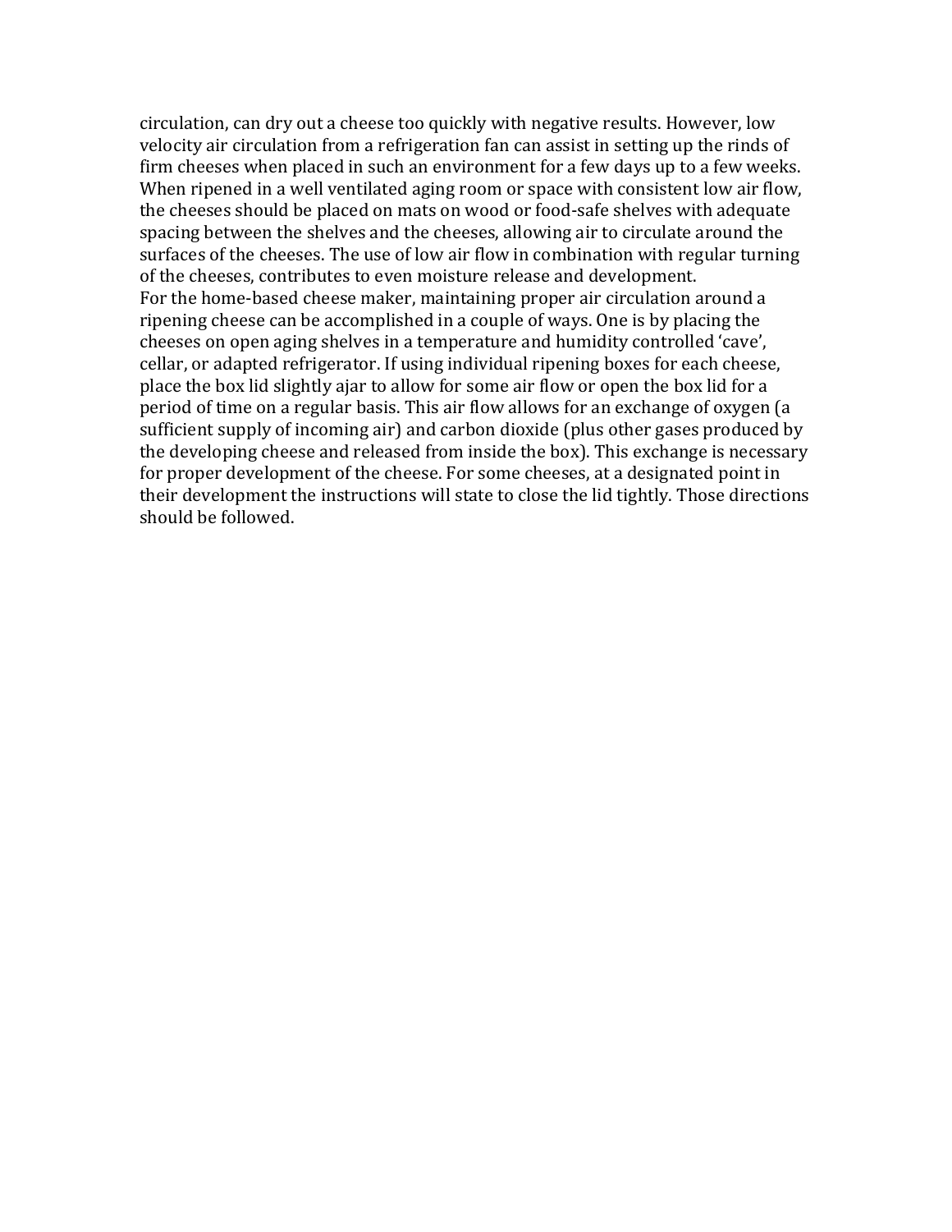circulation, can dry out a cheese too quickly with negative results. However, low velocity air circulation from a refrigeration fan can assist in setting up the rinds of firm cheeses when placed in such an environment for a few days up to a few weeks. When ripened in a well ventilated aging room or space with consistent low air flow, the cheeses should be placed on mats on wood or food-safe shelves with adequate spacing between the shelves and the cheeses, allowing air to circulate around the surfaces of the cheeses. The use of low air flow in combination with regular turning of the cheeses, contributes to even moisture release and development.

For the home-based cheese maker, maintaining proper air circulation around a ripening cheese can be accomplished in a couple of ways. One is by placing the cheeses on open aging shelves in a temperature and humidity controlled 'cave', cellar, or adapted refrigerator. If using individual ripening boxes for each cheese, place the box lid slightly ajar to allow for some air flow or open the box lid for a period of time on a regular basis. This air flow allows for an exchange of oxygen (a sufficient supply of incoming air) and carbon dioxide (plus other gases produced by the developing cheese and released from inside the box). This exchange is necessary for proper development of the cheese. For some cheeses, at a designated point in their development the instructions will state to close the lid tightly. Those directions should be followed.